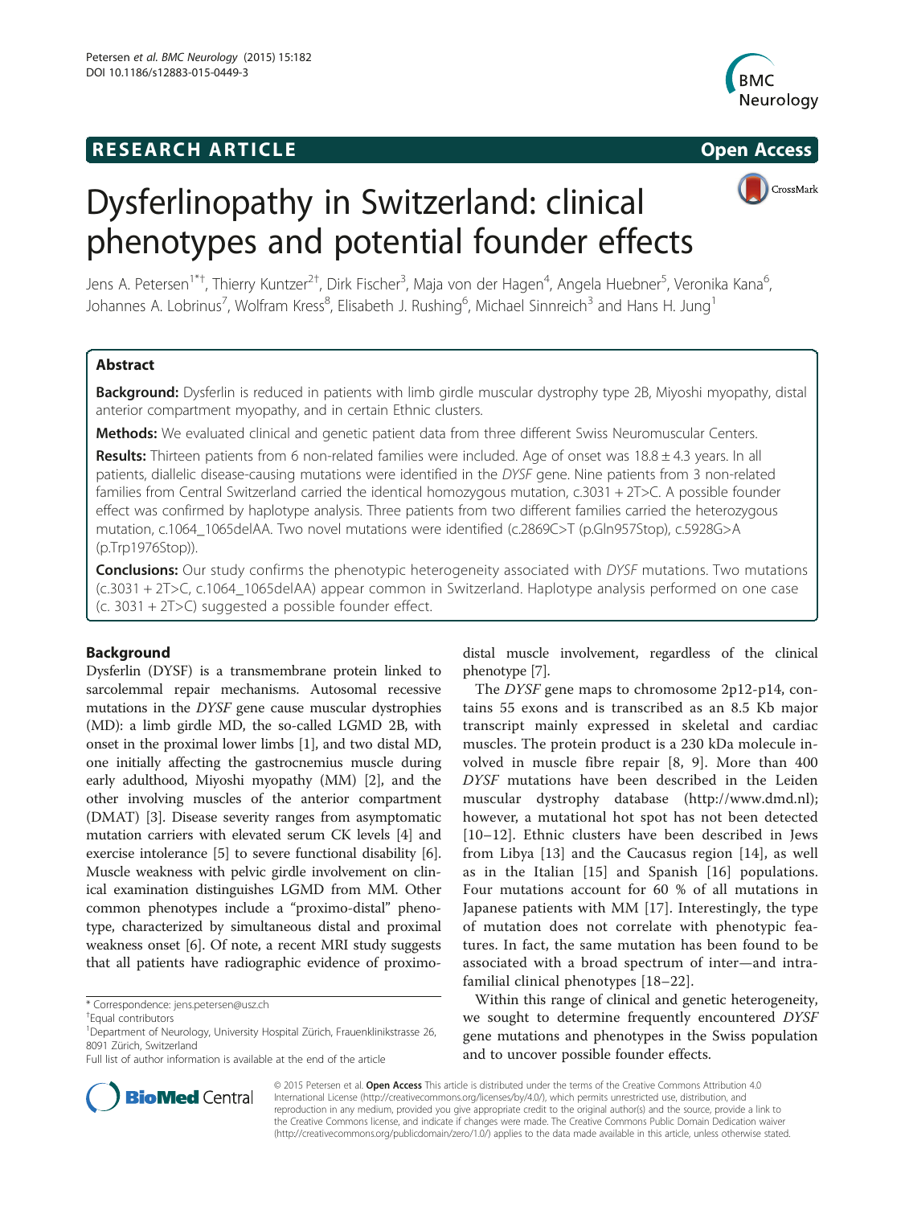RESEARCH ARTICLE Open Access

# Dysferlinopathy in Switzerland: clinical phenotypes and potential founder effects

Jens A. Petersen[1*†], Thierry Kuntzer[2†], Dirk Fischer[3], Maja von der Hagen[4], Angela Huebner[5], Veronika Kana[6], Johannes A. Lobrinus[7], Wolfram Kress[8], Elisabeth J. Rushing[6], Michael Sinnreich[3] and Hans H. Jung[1]

## Abstract

**Background:** Dysferlin is reduced in patients with limb girdle muscular dystrophy type 2B, Miyoshi myopathy, distal anterior compartment myopathy, and in certain Ethnic clusters.

**Methods:** We evaluated clinical and genetic patient data from three different Swiss Neuromuscular Centers.

**Results:** Thirteen patients from 6 non-related families were included. Age of onset was 18.8 ± 4.3 years. In all patients, diallelic disease-causing mutations were identified in the *DYSF* gene. Nine patients from 3 non-related families from Central Switzerland carried the identical homozygous mutation, c.3031 + 2T>C. A possible founder effect was confirmed by haplotype analysis. Three patients from two different families carried the heterozygous mutation, c.1064_1065delAA. Two novel mutations were identified (c.2869C>T (p.Gln957Stop), c.5928G>A (p.Trp1976Stop)).

**Conclusions:** Our study confirms the phenotypic heterogeneity associated with *DYSF* mutations. Two mutations (c.3031 + 2T>C, c.1064_1065delAA) appear common in Switzerland. Haplotype analysis performed on one case (c. 3031 + 2T>C) suggested a possible founder effect.

## Background

Dysferlin (DYSF) is a transmembrane protein linked to sarcolemmal repair mechanisms. Autosomal recessive mutations in the *DYSF* gene cause muscular dystrophies (MD): a limb girdle MD, the so-called LGMD 2B, with onset in the proximal lower limbs [1], and two distal MD, one initially affecting the gastrocnemius muscle during early adulthood, Miyoshi myopathy (MM) [2], and the other involving muscles of the anterior compartment (DMAT) [3]. Disease severity ranges from asymptomatic mutation carriers with elevated serum CK levels [4] and exercise intolerance [5] to severe functional disability [6]. Muscle weakness with pelvic girdle involvement on clinical examination distinguishes LGMD from MM. Other common phenotypes include a "proximo-distal" phenotype, characterized by simultaneous distal and proximal weakness onset [6]. Of note, a recent MRI study suggests that all patients have radiographic evidence of proximo-distal muscle involvement, regardless of the clinical phenotype [7].

The *DYSF* gene maps to chromosome 2p12-p14, contains 55 exons and is transcribed as an 8.5 Kb major transcript mainly expressed in skeletal and cardiac muscles. The protein product is a 230 kDa molecule involved in muscle fibre repair [8, 9]. More than 400 *DYSF* mutations have been described in the Leiden muscular dystrophy database (http://www.dmd.nl); however, a mutational hot spot has not been detected [10–12]. Ethnic clusters have been described in Jews from Libya [13] and the Caucasus region [14], as well as in the Italian [15] and Spanish [16] populations. Four mutations account for 60 % of all mutations in Japanese patients with MM [17]. Interestingly, the type of mutation does not correlate with phenotypic features. In fact, the same mutation has been found to be associated with a broad spectrum of inter—and intrafamilial clinical phenotypes [18–22].

Within this range of clinical and genetic heterogeneity, we sought to determine frequently encountered *DYSF* gene mutations and phenotypes in the Swiss population and to uncover possible founder effects.

\* Correspondence: jens.petersen@usz.ch

†Equal contributors

[1]Department of Neurology, University Hospital Zürich, Frauenklinikstrasse 26, 8091 Zürich, Switzerland

Full list of author information is available at the end of the article

© 2015 Petersen et al. **Open Access** This article is distributed under the terms of the Creative Commons Attribution 4.0 International License (http://creativecommons.org/licenses/by/4.0/), which permits unrestricted use, distribution, and reproduction in any medium, provided you give appropriate credit to the original author(s) and the source, provide a link to the Creative Commons license, and indicate if changes were made. The Creative Commons Public Domain Dedication waiver (http://creativecommons.org/publicdomain/zero/1.0/) applies to the data made available in this article, unless otherwise stated.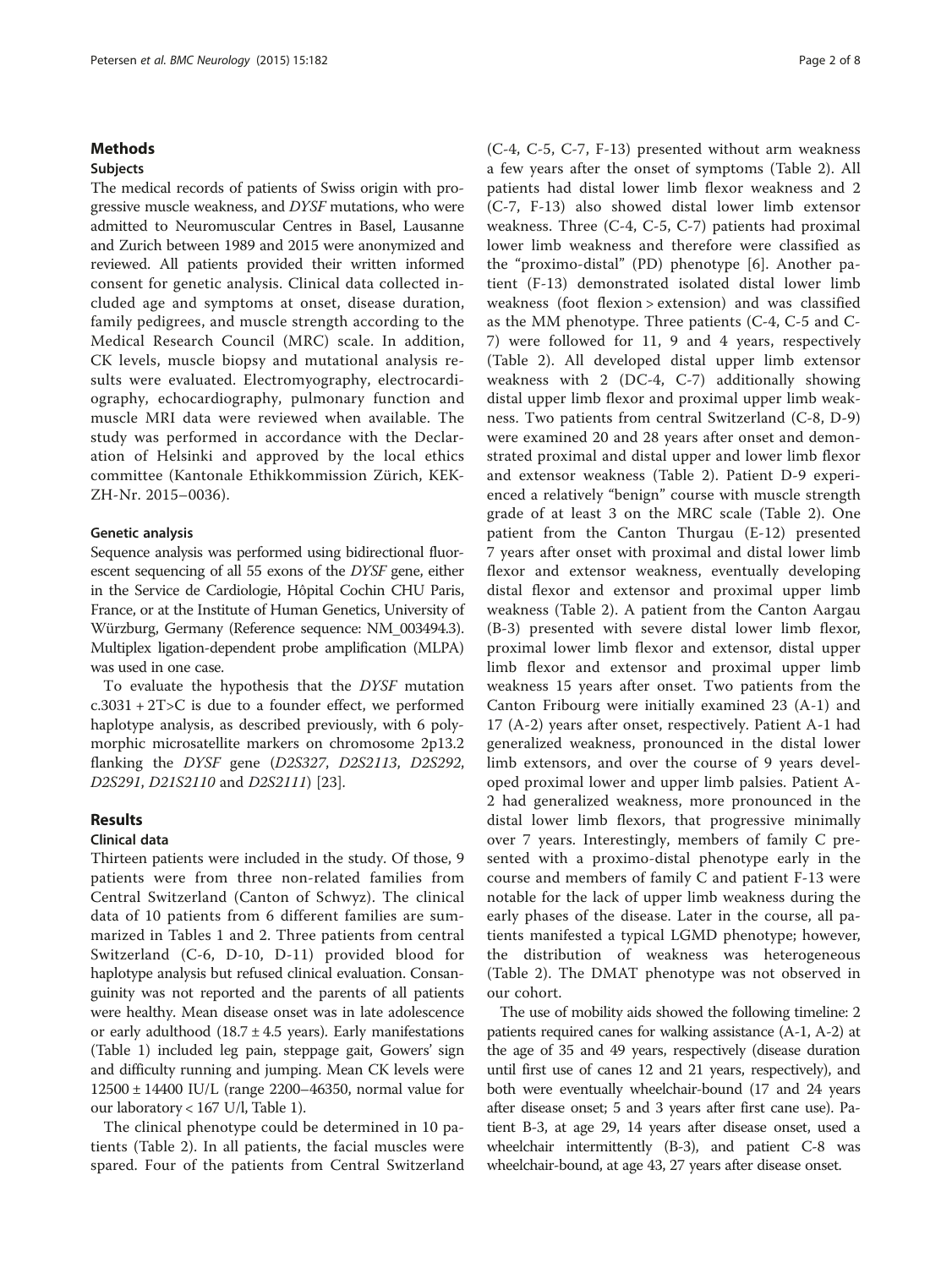## Methods

### Subjects

The medical records of patients of Swiss origin with progressive muscle weakness, and *DYSF* mutations, who were admitted to Neuromuscular Centres in Basel, Lausanne and Zurich between 1989 and 2015 were anonymized and reviewed. All patients provided their written informed consent for genetic analysis. Clinical data collected included age and symptoms at onset, disease duration, family pedigrees, and muscle strength according to the Medical Research Council (MRC) scale. In addition, CK levels, muscle biopsy and mutational analysis results were evaluated. Electromyography, electrocardiography, echocardiography, pulmonary function and muscle MRI data were reviewed when available. The study was performed in accordance with the Declaration of Helsinki and approved by the local ethics committee (Kantonale Ethikkommission Zürich, KEK-ZH-Nr. 2015–0036).

### Genetic analysis

Sequence analysis was performed using bidirectional fluorescent sequencing of all 55 exons of the *DYSF* gene, either in the Service de Cardiologie, Hôpital Cochin CHU Paris, France, or at the Institute of Human Genetics, University of Würzburg, Germany (Reference sequence: NM_003494.3). Multiplex ligation-dependent probe amplification (MLPA) was used in one case.

To evaluate the hypothesis that the *DYSF* mutation c.3031 + 2T>C is due to a founder effect, we performed haplotype analysis, as described previously, with 6 polymorphic microsatellite markers on chromosome 2p13.2 flanking the *DYSF* gene (*D2S327*, *D2S2113*, *D2S292*, *D2S291*, *D21S2110* and *D2S2111*) [23].

## Results

### Clinical data

Thirteen patients were included in the study. Of those, 9 patients were from three non-related families from Central Switzerland (Canton of Schwyz). The clinical data of 10 patients from 6 different families are summarized in Tables 1 and 2. Three patients from central Switzerland (C-6, D-10, D-11) provided blood for haplotype analysis but refused clinical evaluation. Consanguinity was not reported and the parents of all patients were healthy. Mean disease onset was in late adolescence or early adulthood (18.7 ± 4.5 years). Early manifestations (Table 1) included leg pain, steppage gait, Gowers' sign and difficulty running and jumping. Mean CK levels were 12500 ± 14400 IU/L (range 2200–46350, normal value for our laboratory < 167 U/l, Table 1).

The clinical phenotype could be determined in 10 patients (Table 2). In all patients, the facial muscles were spared. Four of the patients from Central Switzerland (C-4, C-5, C-7, F-13) presented without arm weakness a few years after the onset of symptoms (Table 2). All patients had distal lower limb flexor weakness and 2 (C-7, F-13) also showed distal lower limb extensor weakness. Three (C-4, C-5, C-7) patients had proximal lower limb weakness and therefore were classified as the "proximo-distal" (PD) phenotype [6]. Another patient (F-13) demonstrated isolated distal lower limb weakness (foot flexion > extension) and was classified as the MM phenotype. Three patients (C-4, C-5 and C-7) were followed for 11, 9 and 4 years, respectively (Table 2). All developed distal upper limb extensor weakness with 2 (DC-4, C-7) additionally showing distal upper limb flexor and proximal upper limb weakness. Two patients from central Switzerland (C-8, D-9) were examined 20 and 28 years after onset and demonstrated proximal and distal upper and lower limb flexor and extensor weakness (Table 2). Patient D-9 experienced a relatively "benign" course with muscle strength grade of at least 3 on the MRC scale (Table 2). One patient from the Canton Thurgau (E-12) presented 7 years after onset with proximal and distal lower limb flexor and extensor weakness, eventually developing distal flexor and extensor and proximal upper limb weakness (Table 2). A patient from the Canton Aargau (B-3) presented with severe distal lower limb flexor, proximal lower limb flexor and extensor, distal upper limb flexor and extensor and proximal upper limb weakness 15 years after onset. Two patients from the Canton Fribourg were initially examined 23 (A-1) and 17 (A-2) years after onset, respectively. Patient A-1 had generalized weakness, pronounced in the distal lower limb extensors, and over the course of 9 years developed proximal lower and upper limb palsies. Patient A-2 had generalized weakness, more pronounced in the distal lower limb flexors, that progressive minimally over 7 years. Interestingly, members of family C presented with a proximo-distal phenotype early in the course and members of family C and patient F-13 were notable for the lack of upper limb weakness during the early phases of the disease. Later in the course, all patients manifested a typical LGMD phenotype; however, the distribution of weakness was heterogeneous (Table 2). The DMAT phenotype was not observed in our cohort.

The use of mobility aids showed the following timeline: 2 patients required canes for walking assistance (A-1, A-2) at the age of 35 and 49 years, respectively (disease duration until first use of canes 12 and 21 years, respectively), and both were eventually wheelchair-bound (17 and 24 years after disease onset; 5 and 3 years after first cane use). Patient B-3, at age 29, 14 years after disease onset, used a wheelchair intermittently (B-3), and patient C-8 was wheelchair-bound, at age 43, 27 years after disease onset.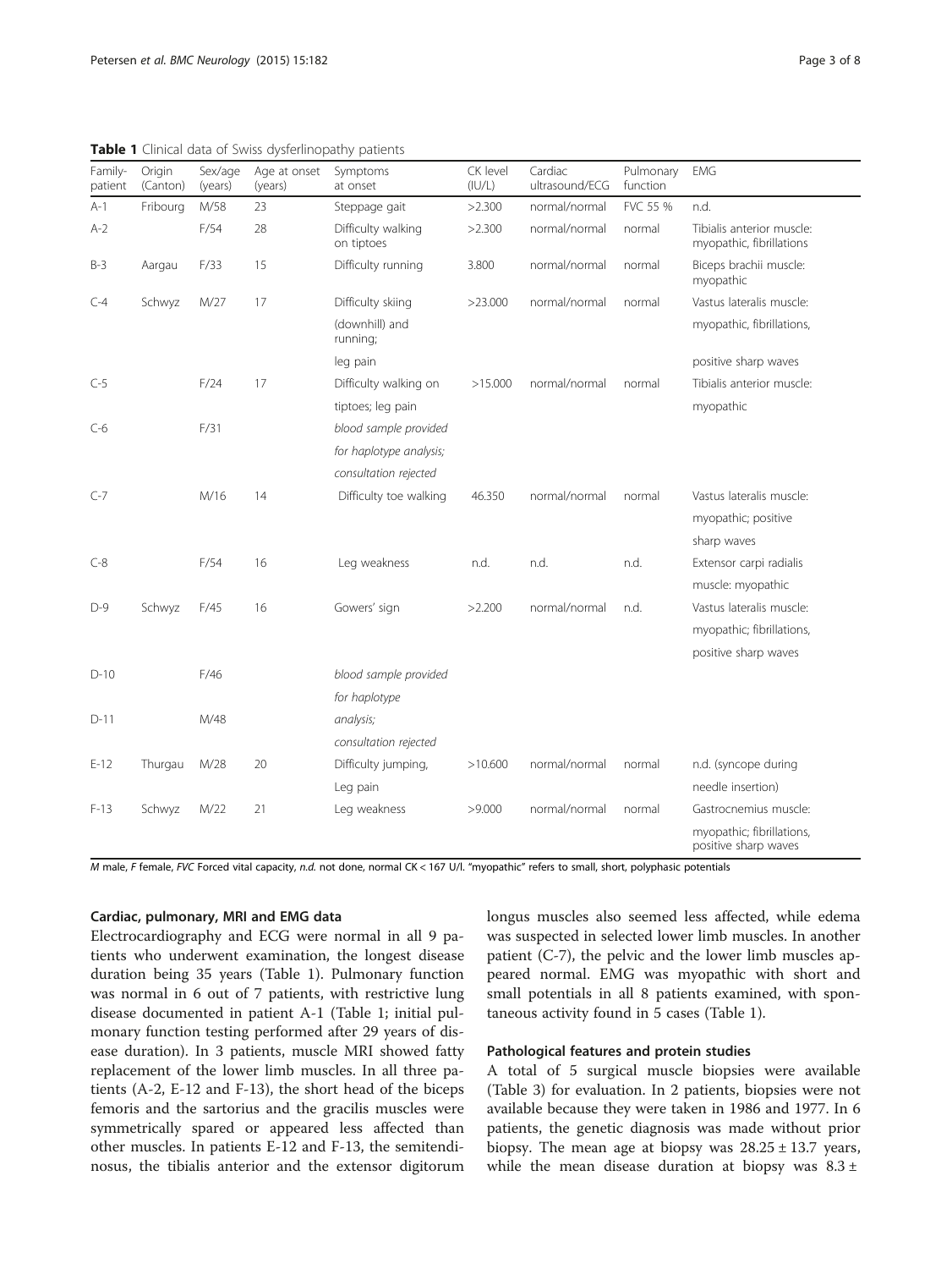**Table 1** Clinical data of Swiss dysferlinopathy patients

| Family-patient | Origin (Canton) | Sex/age (years) | Age at onset (years) | Symptoms at onset | CK level (IU/L) | Cardiac ultrasound/ECG | Pulmonary function | EMG |
|---|---|---|---|---|---|---|---|---|
| A-1 | Fribourg | M/58 | 23 | Steppage gait | >2.300 | normal/normal | FVC 55 % | n.d. |
| A-2 | | F/54 | 28 | Difficulty walking on tiptoes | >2.300 | normal/normal | normal | Tibialis anterior muscle: myopathic, fibrillations |
| B-3 | Aargau | F/33 | 15 | Difficulty running | 3.800 | normal/normal | normal | Biceps brachii muscle: myopathic |
| C-4 | Schwyz | M/27 | 17 | Difficulty skiing (downhill) and running; leg pain | >23.000 | normal/normal | normal | Vastus lateralis muscle: myopathic, fibrillations, positive sharp waves |
| C-5 | | F/24 | 17 | Difficulty walking on tiptoes; leg pain | >15.000 | normal/normal | normal | Tibialis anterior muscle: myopathic |
| C-6 | | F/31 | | *blood sample provided for haplotype analysis; consultation rejected* | | | | |
| C-7 | | M/16 | 14 | Difficulty toe walking | 46.350 | normal/normal | normal | Vastus lateralis muscle: myopathic; positive sharp waves |
| C-8 | | F/54 | 16 | Leg weakness | n.d. | n.d. | n.d. | Extensor carpi radialis muscle: myopathic |
| D-9 | Schwyz | F/45 | 16 | Gowers' sign | >2.200 | normal/normal | n.d. | Vastus lateralis muscle: myopathic; fibrillations, positive sharp waves |
| D-10 | | F/46 | | *blood sample provided for haplotype analysis; consultation rejected* | | | | |
| D-11 | | M/48 | | | | | | |
| E-12 | Thurgau | M/28 | 20 | Difficulty jumping, Leg pain | >10.600 | normal/normal | normal | n.d. (syncope during needle insertion) |
| F-13 | Schwyz | M/22 | 21 | Leg weakness | >9.000 | normal/normal | normal | Gastrocnemius muscle: myopathic; fibrillations, positive sharp waves |

*M* male, *F* female, *FVC* Forced vital capacity, *n.d.* not done, normal CK < 167 U/l. "myopathic" refers to small, short, polyphasic potentials

#### Cardiac, pulmonary, MRI and EMG data

Electrocardiography and ECG were normal in all 9 patients who underwent examination, the longest disease duration being 35 years (Table 1). Pulmonary function was normal in 6 out of 7 patients, with restrictive lung disease documented in patient A-1 (Table 1; initial pulmonary function testing performed after 29 years of disease duration). In 3 patients, muscle MRI showed fatty replacement of the lower limb muscles. In all three patients (A-2, E-12 and F-13), the short head of the biceps femoris and the sartorius and the gracilis muscles were symmetrically spared or appeared less affected than other muscles. In patients E-12 and F-13, the semitendinosus, the tibialis anterior and the extensor digitorum longus muscles also seemed less affected, while edema was suspected in selected lower limb muscles. In another patient (C-7), the pelvic and the lower limb muscles appeared normal. EMG was myopathic with short and small potentials in all 8 patients examined, with spontaneous activity found in 5 cases (Table 1).

#### Pathological features and protein studies

A total of 5 surgical muscle biopsies were available (Table 3) for evaluation. In 2 patients, biopsies were not available because they were taken in 1986 and 1977. In 6 patients, the genetic diagnosis was made without prior biopsy. The mean age at biopsy was $28.25 \pm 13.7$ years, while the mean disease duration at biopsy was $8.3 \pm$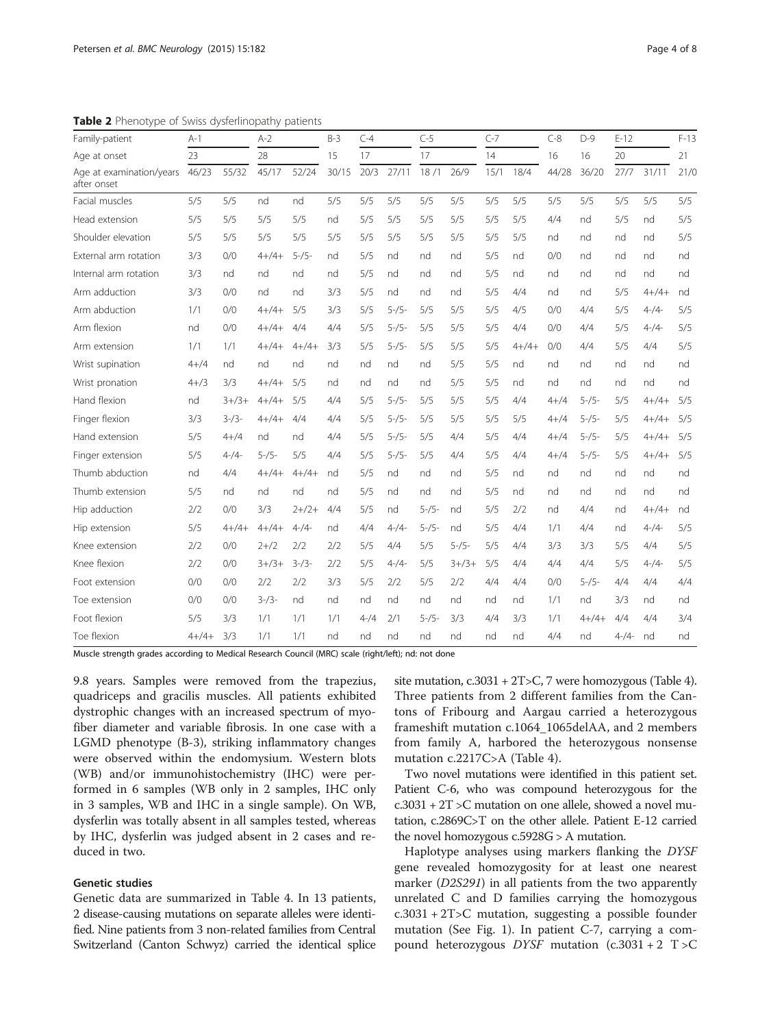**Table 2** Phenotype of Swiss dysferlinopathy patients

| Family-patient | A-1 | | A-2 | | B-3 | C-4 | | C-5 | | C-7 | | C-8 | D-9 | E-12 | | F-13 |
|---|---|---|---|---|---|---|---|---|---|---|---|---|---|---|---|---|
| Age at onset | 23 | | 28 | | 15 | 17 | | 17 | | 14 | | 16 | 16 | 20 | | 21 |
| Age at examination/years after onset | 46/23 | 55/32 | 45/17 | 52/24 | 30/15 | 20/3 | 27/11 | 18 /1 | 26/9 | 15/1 | 18/4 | 44/28 | 36/20 | 27/7 | 31/11 | 21/0 |
| Facial muscles | 5/5 | 5/5 | nd | nd | 5/5 | 5/5 | 5/5 | 5/5 | 5/5 | 5/5 | 5/5 | 5/5 | 5/5 | 5/5 | 5/5 | 5/5 |
| Head extension | 5/5 | 5/5 | 5/5 | 5/5 | nd | 5/5 | 5/5 | 5/5 | 5/5 | 5/5 | 5/5 | 4/4 | nd | 5/5 | nd | 5/5 |
| Shoulder elevation | 5/5 | 5/5 | 5/5 | 5/5 | 5/5 | 5/5 | 5/5 | 5/5 | 5/5 | 5/5 | 5/5 | nd | nd | nd | nd | 5/5 |
| External arm rotation | 3/3 | 0/0 | 4+/4+ | 5-/5- | nd | 5/5 | nd | nd | nd | 5/5 | nd | 0/0 | nd | nd | nd | nd |
| Internal arm rotation | 3/3 | nd | nd | nd | nd | 5/5 | nd | nd | nd | 5/5 | nd | nd | nd | nd | nd | nd |
| Arm adduction | 3/3 | 0/0 | nd | nd | 3/3 | 5/5 | nd | nd | nd | 5/5 | 4/4 | nd | nd | 5/5 | 4+/4+ | nd |
| Arm abduction | 1/1 | 0/0 | 4+/4+ | 5/5 | 3/3 | 5/5 | 5-/5- | 5/5 | 5/5 | 5/5 | 4/5 | 0/0 | 4/4 | 5/5 | 4-/4- | 5/5 |
| Arm flexion | nd | 0/0 | 4+/4+ | 4/4 | 4/4 | 5/5 | 5-/5- | 5/5 | 5/5 | 5/5 | 4/4 | 0/0 | 4/4 | 5/5 | 4-/4- | 5/5 |
| Arm extension | 1/1 | 1/1 | 4+/4+ | 4+/4+ | 3/3 | 5/5 | 5-/5- | 5/5 | 5/5 | 5/5 | 4+/4+ | 0/0 | 4/4 | 5/5 | 4/4 | 5/5 |
| Wrist supination | 4+/4 | nd | nd | nd | nd | nd | nd | nd | 5/5 | 5/5 | nd | nd | nd | nd | nd | nd |
| Wrist pronation | 4+/3 | 3/3 | 4+/4+ | 5/5 | nd | nd | nd | nd | 5/5 | 5/5 | nd | nd | nd | nd | nd | nd |
| Hand flexion | nd | 3+/3+ | 4+/4+ | 5/5 | 4/4 | 5/5 | 5-/5- | 5/5 | 5/5 | 5/5 | 4/4 | 4+/4 | 5-/5- | 5/5 | 4+/4+ | 5/5 |
| Finger flexion | 3/3 | 3-/3- | 4+/4+ | 4/4 | 4/4 | 5/5 | 5-/5- | 5/5 | 5/5 | 5/5 | 5/5 | 4+/4 | 5-/5- | 5/5 | 4+/4+ | 5/5 |
| Hand extension | 5/5 | 4+/4 | nd | nd | 4/4 | 5/5 | 5-/5- | 5/5 | 4/4 | 5/5 | 4/4 | 4+/4 | 5-/5- | 5/5 | 4+/4+ | 5/5 |
| Finger extension | 5/5 | 4-/4- | 5-/5- | 5/5 | 4/4 | 5/5 | 5-/5- | 5/5 | 4/4 | 5/5 | 4/4 | 4+/4 | 5-/5- | 5/5 | 4+/4+ | 5/5 |
| Thumb abduction | nd | 4/4 | 4+/4+ | 4+/4+ | nd | 5/5 | nd | nd | nd | 5/5 | nd | nd | nd | nd | nd | nd |
| Thumb extension | 5/5 | nd | nd | nd | nd | 5/5 | nd | nd | nd | 5/5 | nd | nd | nd | nd | nd | nd |
| Hip adduction | 2/2 | 0/0 | 3/3 | 2+/2+ | 4/4 | 5/5 | nd | 5-/5- | nd | 5/5 | 2/2 | nd | 4/4 | nd | 4+/4+ | nd |
| Hip extension | 5/5 | 4+/4+ | 4+/4+ | 4-/4- | nd | 4/4 | 4-/4- | 5-/5- | nd | 5/5 | 4/4 | 1/1 | 4/4 | nd | 4-/4- | 5/5 |
| Knee extension | 2/2 | 0/0 | 2+/2 | 2/2 | 2/2 | 5/5 | 4/4 | 5/5 | 5-/5- | 5/5 | 4/4 | 3/3 | 3/3 | 5/5 | 4/4 | 5/5 |
| Knee flexion | 2/2 | 0/0 | 3+/3+ | 3-/3- | 2/2 | 5/5 | 4-/4- | 5/5 | 3+/3+ | 5/5 | 4/4 | 4/4 | 4/4 | 5/5 | 4-/4- | 5/5 |
| Foot extension | 0/0 | 0/0 | 2/2 | 2/2 | 3/3 | 5/5 | 2/2 | 5/5 | 2/2 | 4/4 | 4/4 | 0/0 | 5-/5- | 4/4 | 4/4 | 4/4 |
| Toe extension | 0/0 | 0/0 | 3-/3- | nd | nd | nd | nd | nd | nd | nd | nd | 1/1 | nd | 3/3 | nd | nd |
| Foot flexion | 5/5 | 3/3 | 1/1 | 1/1 | 1/1 | 4-/4 | 2/1 | 5-/5- | 3/3 | 4/4 | 3/3 | 1/1 | 4+/4+ | 4/4 | 4/4 | 3/4 |
| Toe flexion | 4+/4+ | 3/3 | 1/1 | 1/1 | nd | nd | nd | nd | nd | nd | nd | 4/4 | nd | 4-/4- | nd | nd |

Muscle strength grades according to Medical Research Council (MRC) scale (right/left); nd: not done

9.8 years. Samples were removed from the trapezius, quadriceps and gracilis muscles. All patients exhibited dystrophic changes with an increased spectrum of myofiber diameter and variable fibrosis. In one case with a LGMD phenotype (B-3), striking inflammatory changes were observed within the endomysium. Western blots (WB) and/or immunohistochemistry (IHC) were performed in 6 samples (WB only in 2 samples, IHC only in 3 samples, WB and IHC in a single sample). On WB, dysferlin was totally absent in all samples tested, whereas by IHC, dysferlin was judged absent in 2 cases and reduced in two.

### Genetic studies

Genetic data are summarized in Table 4. In 13 patients, 2 disease-causing mutations on separate alleles were identified. Nine patients from 3 non-related families from Central Switzerland (Canton Schwyz) carried the identical splice site mutation, c.3031 + 2T>C, 7 were homozygous (Table 4). Three patients from 2 different families from the Cantons of Fribourg and Aargau carried a heterozygous frameshift mutation c.1064_1065delAA, and 2 members from family A, harbored the heterozygous nonsense mutation c.2217C>A (Table 4).

Two novel mutations were identified in this patient set. Patient C-6, who was compound heterozygous for the c.3031 + 2T >C mutation on one allele, showed a novel mutation, c.2869C>T on the other allele. Patient E-12 carried the novel homozygous c.5928G > A mutation.

Haplotype analyses using markers flanking the *DYSF* gene revealed homozygosity for at least one nearest marker (*D2S291*) in all patients from the two apparently unrelated C and D families carrying the homozygous c.3031 + 2T>C mutation, suggesting a possible founder mutation (See Fig. 1). In patient C-7, carrying a compound heterozygous *DYSF* mutation (c.3031 + 2 T >C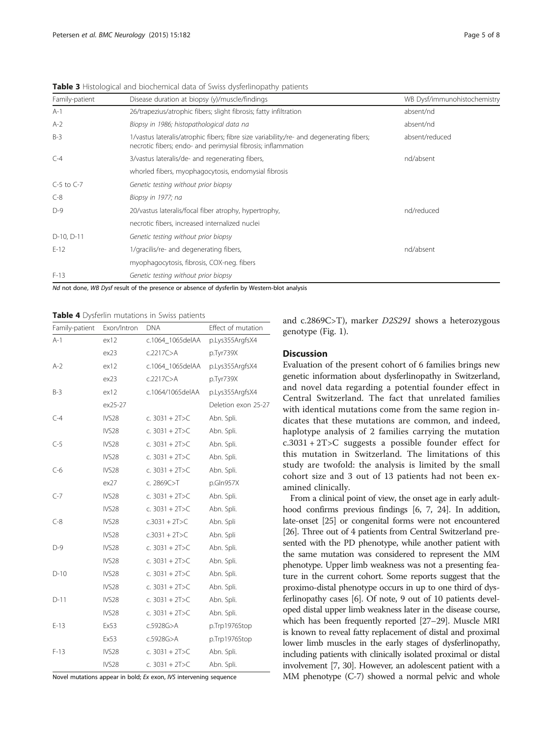**Table 3** Histological and biochemical data of Swiss dysferlinopathy patients

| Family-patient | Disease duration at biopsy (y)/muscle/findings | WB Dysf/immunohistochemistry |
|---|---|---|
| A-1 | 26/trapezius/atrophic fibers; slight fibrosis; fatty infiltration | absent/nd |
| A-2 | *Biopsy in 1986; histopathological data na* | absent/nd |
| B-3 | 1/vastus lateralis/atrophic fibers; fibre size variability;/re- and degenerating fibers; necrotic fibers; endo- and perimysial fibrosis; inflammation | absent/reduced |
| C-4 | 3/vastus lateralis/de- and regenerating fibers, | nd/absent |
| | whorled fibers, myophagocytosis, endomysial fibrosis | |
| C-5 to C-7 | *Genetic testing without prior biopsy* | |
| C-8 | *Biopsy in 1977; na* | |
| D-9 | 20/vastus lateralis/focal fiber atrophy, hypertrophy, | nd/reduced |
| | necrotic fibers, increased internalized nuclei | |
| D-10, D-11 | *Genetic testing without prior biopsy* | |
| E-12 | 1/gracilis/re- and degenerating fibers, | nd/absent |
| | myophagocytosis, fibrosis, COX-neg. fibers | |
| F-13 | *Genetic testing without prior biopsy* | |

*Nd* not done, *WB Dysf* result of the presence or absence of dysferlin by Western-blot analysis

**Table 4** Dysferlin mutations in Swiss patients

| Family-patient | Exon/Intron | DNA | Effect of mutation |
|---|---|---|---|
| A-1 | ex12 | c.1064_1065delAA | p.Lys355ArgfsX4 |
| | ex23 | c.2217C>A | p.Tyr739X |
| A-2 | ex12 | c.1064_1065delAA | p.Lys355ArgfsX4 |
| | ex23 | c.2217C>A | p.Tyr739X |
| B-3 | ex12 | c.1064/1065delAA | p.Lys355ArgfsX4 |
| | ex25-27 | | Deletion exon 25-27 |
| C-4 | IVS28 | c. 3031 + 2T>C | Abn. Spli. |
| | IVS28 | c. 3031 + 2T>C | Abn. Spli. |
| C-5 | IVS28 | c. 3031 + 2T>C | Abn. Spli. |
| | IVS28 | c. 3031 + 2T>C | Abn. Spli. |
| C-6 | IVS28 | c. 3031 + 2T>C | Abn. Spli. |
| | ex27 | c. 2869C>T | p.Gln957X |
| C-7 | IVS28 | c. 3031 + 2T>C | Abn. Spli. |
| | IVS28 | c. 3031 + 2T>C | Abn. Spli. |
| C-8 | IVS28 | c.3031 + 2T>C | Abn. Spli |
| | IVS28 | c.3031 + 2T>C | Abn. Spli |
| D-9 | IVS28 | c. 3031 + 2T>C | Abn. Spli. |
| | IVS28 | c. 3031 + 2T>C | Abn. Spli. |
| D-10 | IVS28 | c. 3031 + 2T>C | Abn. Spli. |
| | IVS28 | c. 3031 + 2T>C | Abn. Spli. |
| D-11 | IVS28 | c. 3031 + 2T>C | Abn. Spli. |
| | IVS28 | c. 3031 + 2T>C | Abn. Spli. |
| E-13 | Ex53 | c.5928G>A | p.Trp1976Stop |
| | Ex53 | c.5928G>A | p.Trp1976Stop |
| F-13 | IVS28 | c. 3031 + 2T>C | Abn. Spli. |
| | IVS28 | c. 3031 + 2T>C | Abn. Spli. |

Novel mutations appear in bold; *Ex* exon, *IVS* intervening sequence

and c.2869C>T), marker *D2S291* shows a heterozygous genotype (Fig. 1).

## Discussion

Evaluation of the present cohort of 6 families brings new genetic information about dysferlinopathy in Switzerland, and novel data regarding a potential founder effect in Central Switzerland. The fact that unrelated families with identical mutations come from the same region indicates that these mutations are common, and indeed, haplotype analysis of 2 families carrying the mutation c.3031 + 2T>C suggests a possible founder effect for this mutation in Switzerland. The limitations of this study are twofold: the analysis is limited by the small cohort size and 3 out of 13 patients had not been examined clinically.

From a clinical point of view, the onset age in early adulthood confirms previous findings [6, 7, 24]. In addition, late-onset [25] or congenital forms were not encountered [26]. Three out of 4 patients from Central Switzerland presented with the PD phenotype, while another patient with the same mutation was considered to represent the MM phenotype. Upper limb weakness was not a presenting feature in the current cohort. Some reports suggest that the proximo-distal phenotype occurs in up to one third of dysferlinopathy cases [6]. Of note, 9 out of 10 patients developed distal upper limb weakness later in the disease course, which has been frequently reported [27–29]. Muscle MRI is known to reveal fatty replacement of distal and proximal lower limb muscles in the early stages of dysferlinopathy, including patients with clinically isolated proximal or distal involvement [7, 30]. However, an adolescent patient with a MM phenotype (C-7) showed a normal pelvic and whole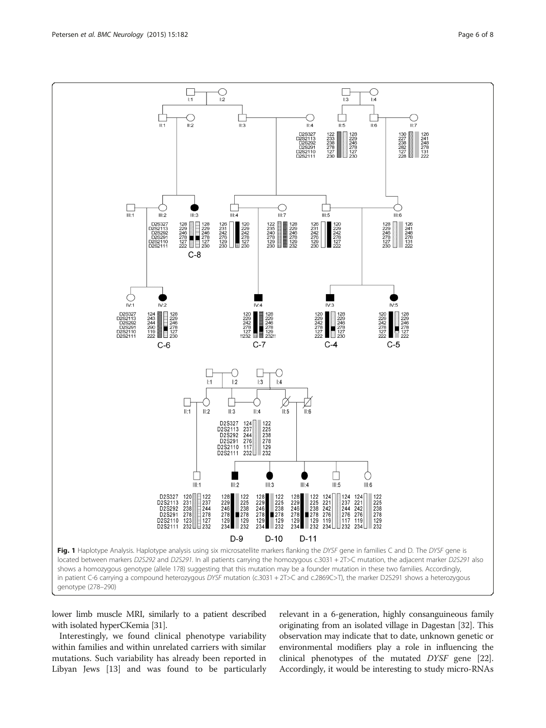**Fig. 1** Haplotype Analysis. Haplotype analysis using six microsatellite markers flanking the *DYSF* gene in families C and D. The *DYSF* gene is located between markers *D2S292* and *D2S291*. In all patients carrying the homozygous c.3031 + 2T>C mutation, the adjacent marker *D2S291* also shows a homozygous genotype (allele 178) suggesting that this mutation may be a founder mutation in these two families. Accordingly, in patient C-6 carrying a compound heterozygous *DYSF* mutation (c.3031 + 2T>C and c.2869C>T), the marker D2S291 shows a heterozygous genotype (278–290)

lower limb muscle MRI, similarly to a patient described with isolated hyperCKemia [31].

Interestingly, we found clinical phenotype variability within families and within unrelated carriers with similar mutations. Such variability has already been reported in Libyan Jews [13] and was found to be particularly relevant in a 6-generation, highly consanguineous family originating from an isolated village in Dagestan [32]. This observation may indicate that to date, unknown genetic or environmental modifiers play a role in influencing the clinical phenotypes of the mutated *DYSF* gene [22]. Accordingly, it would be interesting to study micro-RNAs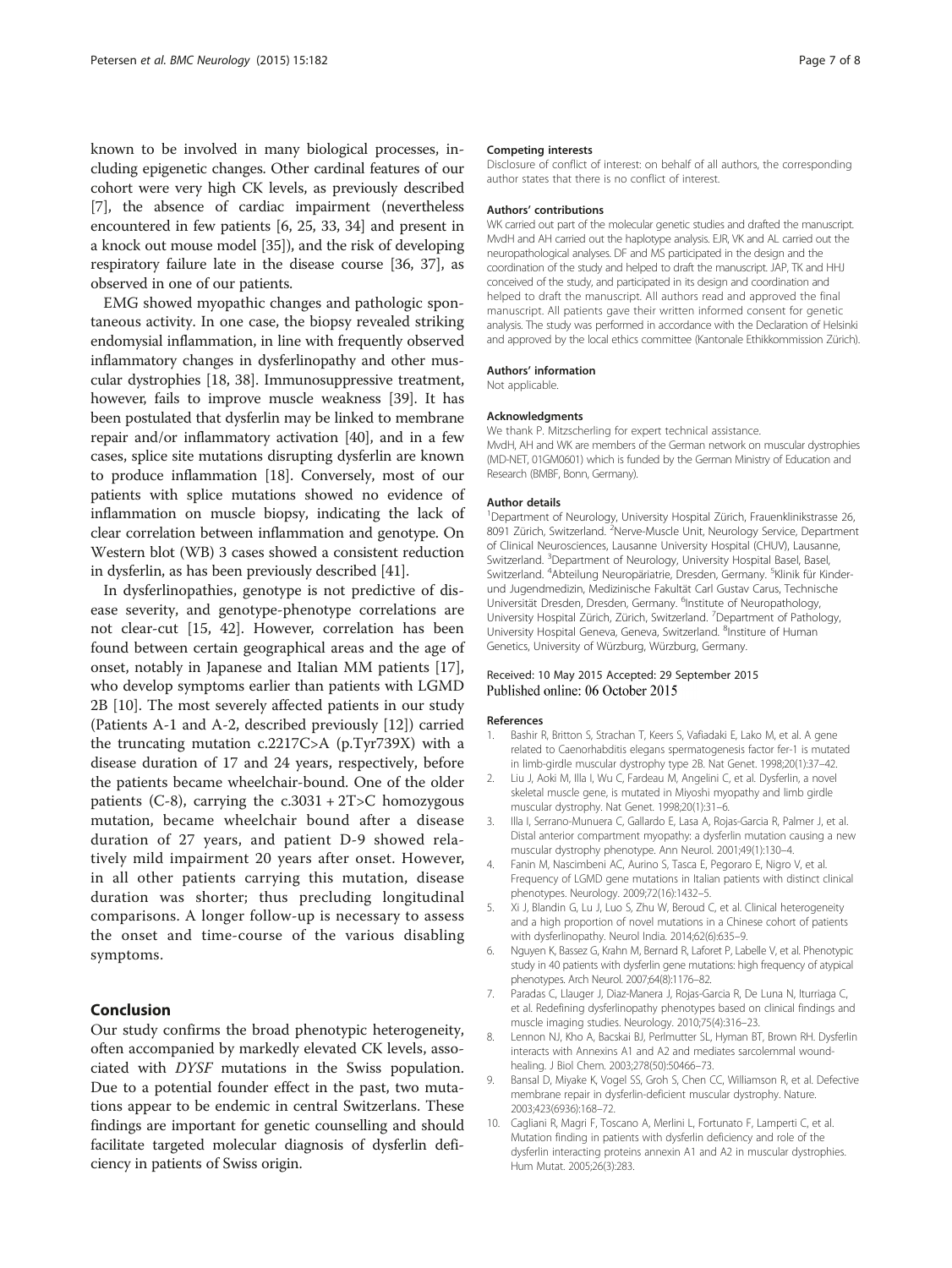known to be involved in many biological processes, including epigenetic changes. Other cardinal features of our cohort were very high CK levels, as previously described [7], the absence of cardiac impairment (nevertheless encountered in few patients [6, 25, 33, 34] and present in a knock out mouse model [35]), and the risk of developing respiratory failure late in the disease course [36, 37], as observed in one of our patients.

EMG showed myopathic changes and pathologic spontaneous activity. In one case, the biopsy revealed striking endomysial inflammation, in line with frequently observed inflammatory changes in dysferlinopathy and other muscular dystrophies [18, 38]. Immunosuppressive treatment, however, fails to improve muscle weakness [39]. It has been postulated that dysferlin may be linked to membrane repair and/or inflammatory activation [40], and in a few cases, splice site mutations disrupting dysferlin are known to produce inflammation [18]. Conversely, most of our patients with splice mutations showed no evidence of inflammation on muscle biopsy, indicating the lack of clear correlation between inflammation and genotype. On Western blot (WB) 3 cases showed a consistent reduction in dysferlin, as has been previously described [41].

In dysferlinopathies, genotype is not predictive of disease severity, and genotype-phenotype correlations are not clear-cut [15, 42]. However, correlation has been found between certain geographical areas and the age of onset, notably in Japanese and Italian MM patients [17], who develop symptoms earlier than patients with LGMD 2B [10]. The most severely affected patients in our study (Patients A-1 and A-2, described previously [12]) carried the truncating mutation c.2217C>A (p.Tyr739X) with a disease duration of 17 and 24 years, respectively, before the patients became wheelchair-bound. One of the older patients (C-8), carrying the c.3031 + 2T>C homozygous mutation, became wheelchair bound after a disease duration of 27 years, and patient D-9 showed relatively mild impairment 20 years after onset. However, in all other patients carrying this mutation, disease duration was shorter; thus precluding longitudinal comparisons. A longer follow-up is necessary to assess the onset and time-course of the various disabling symptoms.

## Conclusion

Our study confirms the broad phenotypic heterogeneity, often accompanied by markedly elevated CK levels, associated with *DYSF* mutations in the Swiss population. Due to a potential founder effect in the past, two mutations appear to be endemic in central Switzerlans. These findings are important for genetic counselling and should facilitate targeted molecular diagnosis of dysferlin deficiency in patients of Swiss origin.

#### Competing interests

Disclosure of conflict of interest: on behalf of all authors, the corresponding author states that there is no conflict of interest.

#### Authors' contributions

WK carried out part of the molecular genetic studies and drafted the manuscript. MvdH and AH carried out the haplotype analysis. EJR, VK and AL carried out the neuropathological analyses. DF and MS participated in the design and the coordination of the study and helped to draft the manuscript. JAP, TK and HHJ conceived of the study, and participated in its design and coordination and helped to draft the manuscript. All authors read and approved the final manuscript. All patients gave their written informed consent for genetic analysis. The study was performed in accordance with the Declaration of Helsinki and approved by the local ethics committee (Kantonale Ethikkommission Zürich).

#### Authors' information

Not applicable.

#### Acknowledgments

We thank P. Mitzscherling for expert technical assistance.
MvdH, AH and WK are members of the German network on muscular dystrophies (MD-NET, 01GM0601) which is funded by the German Ministry of Education and Research (BMBF, Bonn, Germany).

#### Author details

[1]Department of Neurology, University Hospital Zürich, Frauenklinikstrasse 26, 8091 Zürich, Switzerland. [2]Nerve-Muscle Unit, Neurology Service, Department of Clinical Neurosciences, Lausanne University Hospital (CHUV), Lausanne, Switzerland. [3]Department of Neurology, University Hospital Basel, Basel, Switzerland. [4]Abteilung Neuropäriatrie, Dresden, Germany. [5]Klinik für Kinder- und Jugendmedizin, Medizinische Fakultät Carl Gustav Carus, Technische Universität Dresden, Dresden, Germany. [6]Institute of Neuropathology, University Hospital Zürich, Zürich, Switzerland. [7]Department of Pathology, University Hospital Geneva, Geneva, Switzerland. [8]Institure of Human Genetics, University of Würzburg, Würzburg, Germany.

Received: 10 May 2015 Accepted: 29 September 2015
Published online: 06 October 2015

#### References

1. Bashir R, Britton S, Strachan T, Keers S, Vafiadaki E, Lako M, et al. A gene related to Caenorhabditis elegans spermatogenesis factor fer-1 is mutated in limb-girdle muscular dystrophy type 2B. Nat Genet. 1998;20(1):37–42.
2. Liu J, Aoki M, Illa I, Wu C, Fardeau M, Angelini C, et al. Dysferlin, a novel skeletal muscle gene, is mutated in Miyoshi myopathy and limb girdle muscular dystrophy. Nat Genet. 1998;20(1):31–6.
3. Illa I, Serrano-Munuera C, Gallardo E, Lasa A, Rojas-Garcia R, Palmer J, et al. Distal anterior compartment myopathy: a dysferlin mutation causing a new muscular dystrophy phenotype. Ann Neurol. 2001;49(1):130–4.
4. Fanin M, Nascimbeni AC, Aurino S, Tasca E, Pegoraro E, Nigro V, et al. Frequency of LGMD gene mutations in Italian patients with distinct clinical phenotypes. Neurology. 2009;72(16):1432–5.
5. Xi J, Blandin G, Lu J, Luo S, Zhu W, Beroud C, et al. Clinical heterogeneity and a high proportion of novel mutations in a Chinese cohort of patients with dysferlinopathy. Neurol India. 2014;62(6):635–9.
6. Nguyen K, Bassez G, Krahn M, Bernard R, Laforet P, Labelle V, et al. Phenotypic study in 40 patients with dysferlin gene mutations: high frequency of atypical phenotypes. Arch Neurol. 2007;64(8):1176–82.
7. Paradas C, Llauger J, Diaz-Manera J, Rojas-Garcia R, De Luna N, Iturriaga C, et al. Redefining dysferlinopathy phenotypes based on clinical findings and muscle imaging studies. Neurology. 2010;75(4):316–23.
8. Lennon NJ, Kho A, Bacskai BJ, Perlmutter SL, Hyman BT, Brown RH. Dysferlin interacts with Annexins A1 and A2 and mediates sarcolemmal wound-healing. J Biol Chem. 2003;278(50):50466–73.
9. Bansal D, Miyake K, Vogel SS, Groh S, Chen CC, Williamson R, et al. Defective membrane repair in dysferlin-deficient muscular dystrophy. Nature. 2003;423(6936):168–72.
10. Cagliani R, Magri F, Toscano A, Merlini L, Fortunato F, Lamperti C, et al. Mutation finding in patients with dysferlin deficiency and role of the dysferlin interacting proteins annexin A1 and A2 in muscular dystrophies. Hum Mutat. 2005;26(3):283.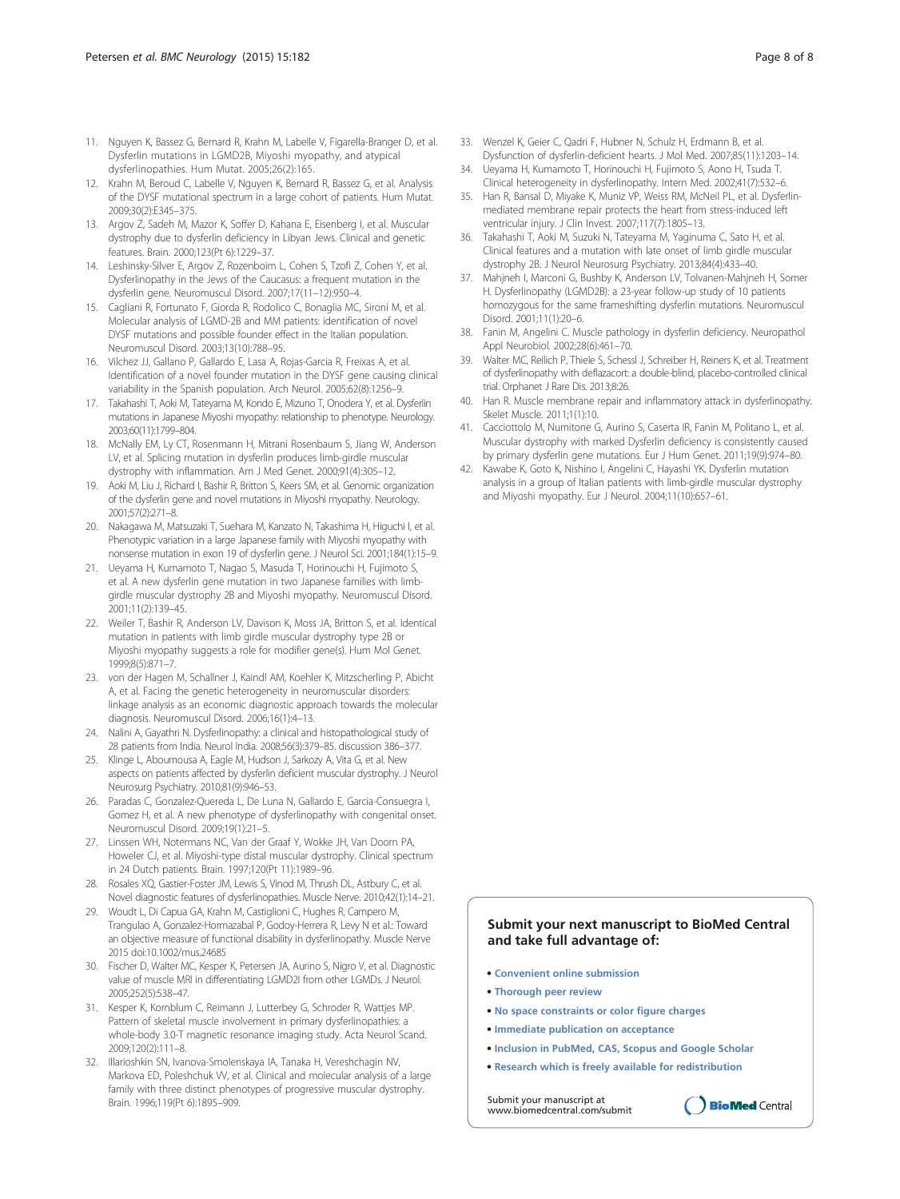11. Nguyen K, Bassez G, Bernard R, Krahn M, Labelle V, Figarella-Branger D, et al. Dysferlin mutations in LGMD2B, Miyoshi myopathy, and atypical dysferlinopathies. Hum Mutat. 2005;26(2):165.
12. Krahn M, Beroud C, Labelle V, Nguyen K, Bernard R, Bassez G, et al. Analysis of the DYSF mutational spectrum in a large cohort of patients. Hum Mutat. 2009;30(2):E345–375.
13. Argov Z, Sadeh M, Mazor K, Soffer D, Kahana E, Eisenberg I, et al. Muscular dystrophy due to dysferlin deficiency in Libyan Jews. Clinical and genetic features. Brain. 2000;123(Pt 6):1229–37.
14. Leshinsky-Silver E, Argov Z, Rozenboim L, Cohen S, Tzofi Z, Cohen Y, et al. Dysferlinopathy in the Jews of the Caucasus: a frequent mutation in the dysferlin gene. Neuromuscul Disord. 2007;17(11–12):950–4.
15. Cagliani R, Fortunato F, Giorda R, Rodolico C, Bonaglia MC, Sironi M, et al. Molecular analysis of LGMD-2B and MM patients: identification of novel DYSF mutations and possible founder effect in the Italian population. Neuromuscul Disord. 2003;13(10):788–95.
16. Vilchez JJ, Gallano P, Gallardo E, Lasa A, Rojas-Garcia R, Freixas A, et al. Identification of a novel founder mutation in the DYSF gene causing clinical variability in the Spanish population. Arch Neurol. 2005;62(8):1256–9.
17. Takahashi T, Aoki M, Tateyama M, Kondo E, Mizuno T, Onodera Y, et al. Dysferlin mutations in Japanese Miyoshi myopathy: relationship to phenotype. Neurology. 2003;60(11):1799–804.
18. McNally EM, Ly CT, Rosenmann H, Mitrani Rosenbaum S, Jiang W, Anderson LV, et al. Splicing mutation in dysferlin produces limb-girdle muscular dystrophy with inflammation. Am J Med Genet. 2000;91(4):305–12.
19. Aoki M, Liu J, Richard I, Bashir R, Britton S, Keers SM, et al. Genomic organization of the dysferlin gene and novel mutations in Miyoshi myopathy. Neurology. 2001;57(2):271–8.
20. Nakagawa M, Matsuzaki T, Suehara M, Kanzato N, Takashima H, Higuchi I, et al. Phenotypic variation in a large Japanese family with Miyoshi myopathy with nonsense mutation in exon 19 of dysferlin gene. J Neurol Sci. 2001;184(1):15–9.
21. Ueyama H, Kumamoto T, Nagao S, Masuda T, Horinouchi H, Fujimoto S, et al. A new dysferlin gene mutation in two Japanese families with limb-girdle muscular dystrophy 2B and Miyoshi myopathy. Neuromuscul Disord. 2001;11(2):139–45.
22. Weiler T, Bashir R, Anderson LV, Davison K, Moss JA, Britton S, et al. Identical mutation in patients with limb girdle muscular dystrophy type 2B or Miyoshi myopathy suggests a role for modifier gene(s). Hum Mol Genet. 1999;8(5):871–7.
23. von der Hagen M, Schallner J, Kaindl AM, Koehler K, Mitzscherling P, Abicht A, et al. Facing the genetic heterogeneity in neuromuscular disorders: linkage analysis as an economic diagnostic approach towards the molecular diagnosis. Neuromuscul Disord. 2006;16(1):4–13.
24. Nalini A, Gayathri N. Dysferlinopathy: a clinical and histopathological study of 28 patients from India. Neurol India. 2008;56(3):379–85. discussion 386–377.
25. Klinge L, Aboumousa A, Eagle M, Hudson J, Sarkozy A, Vita G, et al. New aspects on patients affected by dysferlin deficient muscular dystrophy. J Neurol Neurosurg Psychiatry. 2010;81(9):946–53.
26. Paradas C, Gonzalez-Quereda L, De Luna N, Gallardo E, Garcia-Consuegra I, Gomez H, et al. A new phenotype of dysferlinopathy with congenital onset. Neuromuscul Disord. 2009;19(1):21–5.
27. Linssen WH, Notermans NC, Van der Graaf Y, Wokke JH, Van Doorn PA, Howeler CJ, et al. Miyoshi-type distal muscular dystrophy. Clinical spectrum in 24 Dutch patients. Brain. 1997;120(Pt 11):1989–96.
28. Rosales XQ, Gastier-Foster JM, Lewis S, Vinod M, Thrush DL, Astbury C, et al. Novel diagnostic features of dysferlinopathies. Muscle Nerve. 2010;42(1):14–21.
29. Woudt L, Di Capua GA, Krahn M, Castiglioni C, Hughes R, Campero M, Trangulao A, Gonzalez-Hormazabal P, Godoy-Herrera R, Levy N et al.: Toward an objective measure of functional disability in dysferlinopathy. Muscle Nerve 2015 doi:10.1002/mus.24685
30. Fischer D, Walter MC, Kesper K, Petersen JA, Aurino S, Nigro V, et al. Diagnostic value of muscle MRI in differentiating LGMD2I from other LGMDs. J Neurol. 2005;252(5):538–47.
31. Kesper K, Kornblum C, Reimann J, Lutterbey G, Schroder R, Wattjes MP. Pattern of skeletal muscle involvement in primary dysferlinopathies: a whole-body 3.0-T magnetic resonance imaging study. Acta Neurol Scand. 2009;120(2):111–8.
32. Illarioshkin SN, Ivanova-Smolenskaya IA, Tanaka H, Vereshchagin NV, Markova ED, Poleshchuk VV, et al. Clinical and molecular analysis of a large family with three distinct phenotypes of progressive muscular dystrophy. Brain. 1996;119(Pt 6):1895–909.
33. Wenzel K, Geier C, Qadri F, Hubner N, Schulz H, Erdmann B, et al. Dysfunction of dysferlin-deficient hearts. J Mol Med. 2007;85(11):1203–14.
34. Ueyama H, Kumamoto T, Horinouchi H, Fujimoto S, Aono H, Tsuda T. Clinical heterogeneity in dysferlinopathy. Intern Med. 2002;41(7):532–6.
35. Han R, Bansal D, Miyake K, Muniz VP, Weiss RM, McNeil PL, et al. Dysferlin-mediated membrane repair protects the heart from stress-induced left ventricular injury. J Clin Invest. 2007;117(7):1805–13.
36. Takahashi T, Aoki M, Suzuki N, Tateyama M, Yaginuma C, Sato H, et al. Clinical features and a mutation with late onset of limb girdle muscular dystrophy 2B. J Neurol Neurosurg Psychiatry. 2013;84(4):433–40.
37. Mahjneh I, Marconi G, Bushby K, Anderson LV, Tolvanen-Mahjneh H, Somer H. Dysferlinopathy (LGMD2B): a 23-year follow-up study of 10 patients homozygous for the same frameshifting dysferlin mutations. Neuromuscul Disord. 2001;11(1):20–6.
38. Fanin M, Angelini C. Muscle pathology in dysferlin deficiency. Neuropathol Appl Neurobiol. 2002;28(6):461–70.
39. Walter MC, Reilich P, Thiele S, Schessl J, Schreiber H, Reiners K, et al. Treatment of dysferlinopathy with deflazacort: a double-blind, placebo-controlled clinical trial. Orphanet J Rare Dis. 2013;8:26.
40. Han R. Muscle membrane repair and inflammatory attack in dysferlinopathy. Skelet Muscle. 2011;1(1):10.
41. Cacciottolo M, Numitone G, Aurino S, Caserta IR, Fanin M, Politano L, et al. Muscular dystrophy with marked Dysferlin deficiency is consistently caused by primary dysferlin gene mutations. Eur J Hum Genet. 2011;19(9):974–80.
42. Kawabe K, Goto K, Nishino I, Angelini C, Hayashi YK. Dysferlin mutation analysis in a group of Italian patients with limb-girdle muscular dystrophy and Miyoshi myopathy. Eur J Neurol. 2004;11(10):657–61.

**Submit your next manuscript to BioMed Central and take full advantage of:**

- **Convenient online submission**
- **Thorough peer review**
- **No space constraints or color figure charges**
- **Immediate publication on acceptance**
- **Inclusion in PubMed, CAS, Scopus and Google Scholar**
- **Research which is freely available for redistribution**

Submit your manuscript at
www.biomedcentral.com/submit

BioMed Central